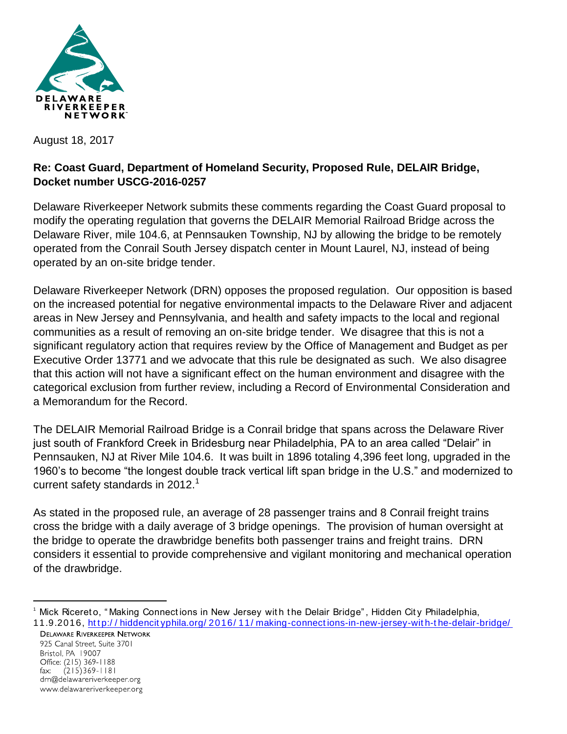DELAWARE RIVERKEEPER NETWORK

August 18, 2017

**Re: Coast Guard, Department of Homeland Security, Proposed Rule, DELAIR Bridge, Docket number USCG-2016-0257**

Delaware Riverkeeper Network submits these comments regarding the Coast Guard proposal to modify the operating regulation that governs the DELAIR Memorial Railroad Bridge across the Delaware River, mile 104.6, at Pennsauken Township, NJ by allowing the bridge to be remotely operated from the Conrail South Jersey dispatch center in Mount Laurel, NJ, instead of being operated by an on-site bridge tender.

Delaware Riverkeeper Network (DRN) opposes the proposed regulation. Our opposition is based on the increased potential for negative environmental impacts to the Delaware River and adjacent areas in New Jersey and Pennsylvania, and health and safety impacts to the local and regional communities as a result of removing an on-site bridge tender. We disagree that this is not a significant regulatory action that requires review by the Office of Management and Budget as per Executive Order 13771 and we advocate that this rule be designated as such. We also disagree that this action will not have a significant effect on the human environment and disagree with the categorical exclusion from further review, including a Record of Environmental Consideration and a Memorandum for the Record.

The DELAIR Memorial Railroad Bridge is a Conrail bridge that spans across the Delaware River just south of Frankford Creek in Bridesburg near Philadelphia, PA to an area called "Delair" in Pennsauken, NJ at River Mile 104.6. It was built in 1896 totaling 4,396 feet long, upgraded in the 1960's to become "the longest double track vertical lift span bridge in the U.S." and modernized to current safety standards in 2012.[1]

As stated in the proposed rule, an average of 28 passenger trains and 8 Conrail freight trains cross the bridge with a daily average of 3 bridge openings. The provision of human oversight at the bridge to operate the drawbridge benefits both passenger trains and freight trains. DRN considers it essential to provide comprehensive and vigilant monitoring and mechanical operation of the drawbridge.

---

[1] Mick Ricereto, "Making Connections in New Jersey with the Delair Bridge", Hidden City Philadelphia, 11.9.2016, http://hiddencityphila.org/2016/11/making-connections-in-new-jersey-with-the-delair-bridge/

DELAWARE RIVERKEEPER NETWORK
925 Canal Street, Suite 3701
Bristol, PA 19007
Office: (215) 369-1188
fax: (215)369-1181
drn@delawareriverkeeper.org
www.delawareriverkeeper.org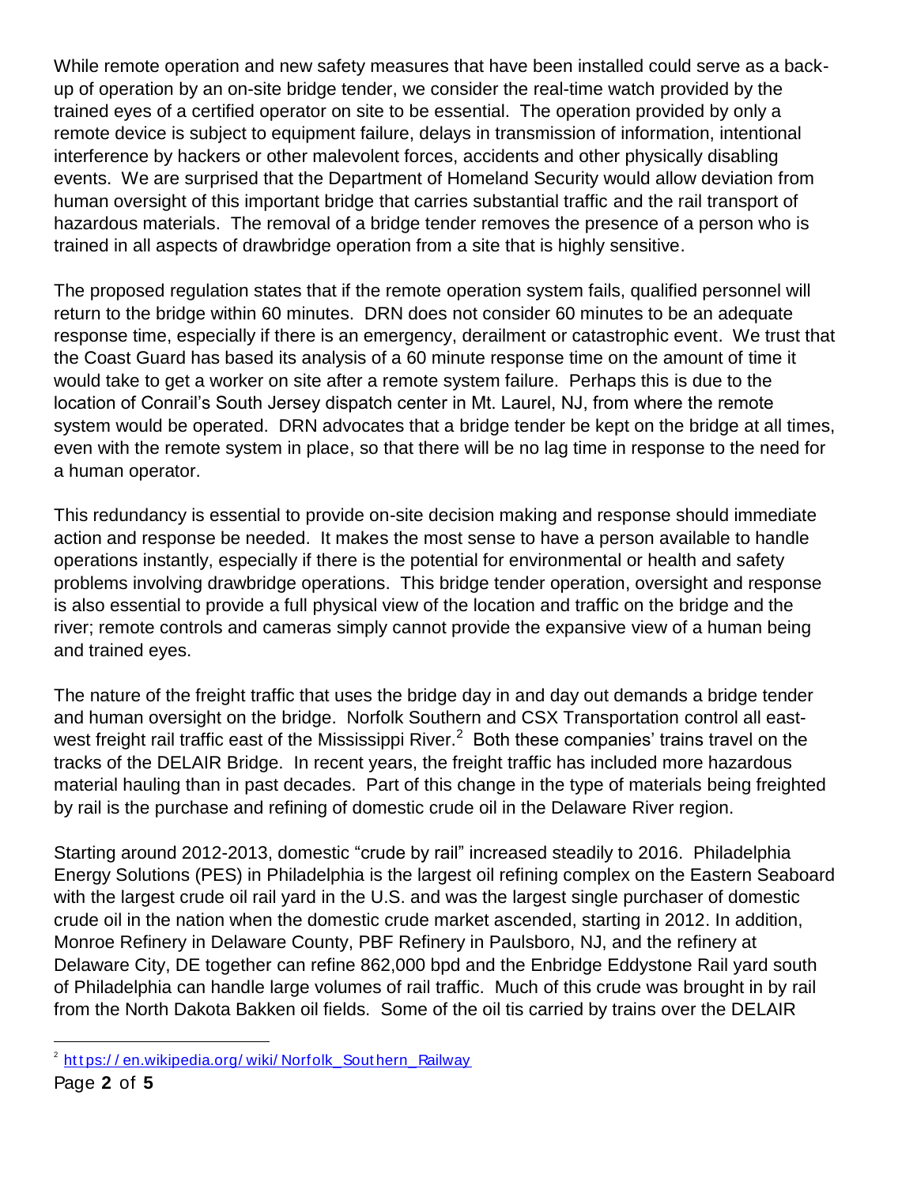While remote operation and new safety measures that have been installed could serve as a back-up of operation by an on-site bridge tender, we consider the real-time watch provided by the trained eyes of a certified operator on site to be essential. The operation provided by only a remote device is subject to equipment failure, delays in transmission of information, intentional interference by hackers or other malevolent forces, accidents and other physically disabling events. We are surprised that the Department of Homeland Security would allow deviation from human oversight of this important bridge that carries substantial traffic and the rail transport of hazardous materials. The removal of a bridge tender removes the presence of a person who is trained in all aspects of drawbridge operation from a site that is highly sensitive.

The proposed regulation states that if the remote operation system fails, qualified personnel will return to the bridge within 60 minutes. DRN does not consider 60 minutes to be an adequate response time, especially if there is an emergency, derailment or catastrophic event. We trust that the Coast Guard has based its analysis of a 60 minute response time on the amount of time it would take to get a worker on site after a remote system failure. Perhaps this is due to the location of Conrail's South Jersey dispatch center in Mt. Laurel, NJ, from where the remote system would be operated. DRN advocates that a bridge tender be kept on the bridge at all times, even with the remote system in place, so that there will be no lag time in response to the need for a human operator.

This redundancy is essential to provide on-site decision making and response should immediate action and response be needed. It makes the most sense to have a person available to handle operations instantly, especially if there is the potential for environmental or health and safety problems involving drawbridge operations. This bridge tender operation, oversight and response is also essential to provide a full physical view of the location and traffic on the bridge and the river; remote controls and cameras simply cannot provide the expansive view of a human being and trained eyes.

The nature of the freight traffic that uses the bridge day in and day out demands a bridge tender and human oversight on the bridge. Norfolk Southern and CSX Transportation control all east-west freight rail traffic east of the Mississippi River.[2] Both these companies' trains travel on the tracks of the DELAIR Bridge. In recent years, the freight traffic has included more hazardous material hauling than in past decades. Part of this change in the type of materials being freighted by rail is the purchase and refining of domestic crude oil in the Delaware River region.

Starting around 2012-2013, domestic "crude by rail" increased steadily to 2016. Philadelphia Energy Solutions (PES) in Philadelphia is the largest oil refining complex on the Eastern Seaboard with the largest crude oil rail yard in the U.S. and was the largest single purchaser of domestic crude oil in the nation when the domestic crude market ascended, starting in 2012. In addition, Monroe Refinery in Delaware County, PBF Refinery in Paulsboro, NJ, and the refinery at Delaware City, DE together can refine 862,000 bpd and the Enbridge Eddystone Rail yard south of Philadelphia can handle large volumes of rail traffic. Much of this crude was brought in by rail from the North Dakota Bakken oil fields. Some of the oil tis carried by trains over the DELAIR

---

[2] https://en.wikipedia.org/wiki/Norfolk_Southern_Railway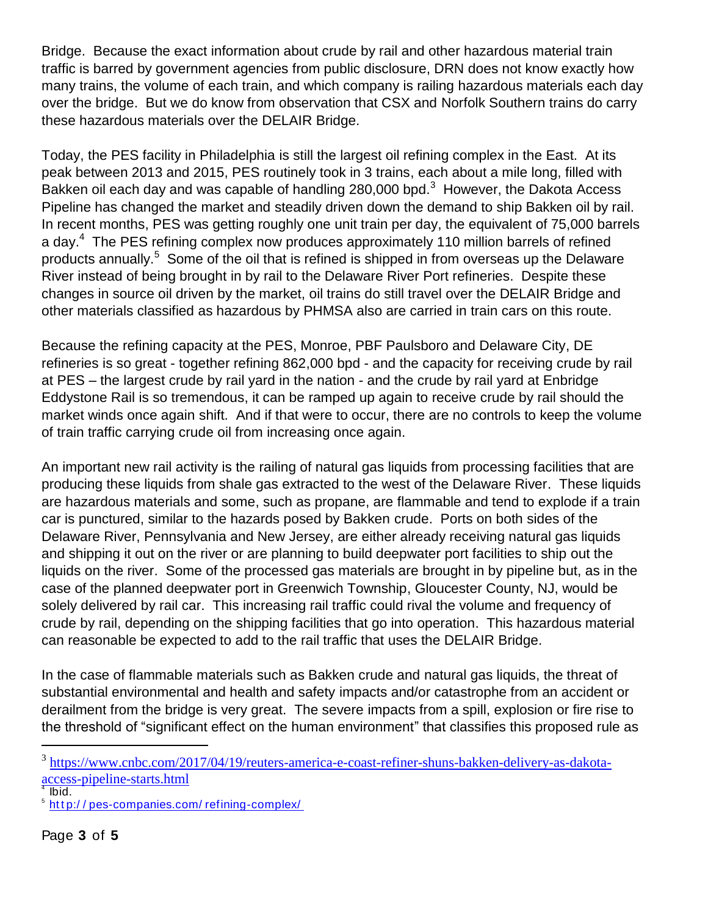Bridge. Because the exact information about crude by rail and other hazardous material train traffic is barred by government agencies from public disclosure, DRN does not know exactly how many trains, the volume of each train, and which company is railing hazardous materials each day over the bridge. But we do know from observation that CSX and Norfolk Southern trains do carry these hazardous materials over the DELAIR Bridge.

Today, the PES facility in Philadelphia is still the largest oil refining complex in the East. At its peak between 2013 and 2015, PES routinely took in 3 trains, each about a mile long, filled with Bakken oil each day and was capable of handling 280,000 bpd.[3] However, the Dakota Access Pipeline has changed the market and steadily driven down the demand to ship Bakken oil by rail. In recent months, PES was getting roughly one unit train per day, the equivalent of 75,000 barrels a day.[4] The PES refining complex now produces approximately 110 million barrels of refined products annually.[5] Some of the oil that is refined is shipped in from overseas up the Delaware River instead of being brought in by rail to the Delaware River Port refineries. Despite these changes in source oil driven by the market, oil trains do still travel over the DELAIR Bridge and other materials classified as hazardous by PHMSA also are carried in train cars on this route.

Because the refining capacity at the PES, Monroe, PBF Paulsboro and Delaware City, DE refineries is so great - together refining 862,000 bpd - and the capacity for receiving crude by rail at PES – the largest crude by rail yard in the nation - and the crude by rail yard at Enbridge Eddystone Rail is so tremendous, it can be ramped up again to receive crude by rail should the market winds once again shift. And if that were to occur, there are no controls to keep the volume of train traffic carrying crude oil from increasing once again.

An important new rail activity is the railing of natural gas liquids from processing facilities that are producing these liquids from shale gas extracted to the west of the Delaware River. These liquids are hazardous materials and some, such as propane, are flammable and tend to explode if a train car is punctured, similar to the hazards posed by Bakken crude. Ports on both sides of the Delaware River, Pennsylvania and New Jersey, are either already receiving natural gas liquids and shipping it out on the river or are planning to build deepwater port facilities to ship out the liquids on the river. Some of the processed gas materials are brought in by pipeline but, as in the case of the planned deepwater port in Greenwich Township, Gloucester County, NJ, would be solely delivered by rail car. This increasing rail traffic could rival the volume and frequency of crude by rail, depending on the shipping facilities that go into operation. This hazardous material can reasonable be expected to add to the rail traffic that uses the DELAIR Bridge.

In the case of flammable materials such as Bakken crude and natural gas liquids, the threat of substantial environmental and health and safety impacts and/or catastrophe from an accident or derailment from the bridge is very great. The severe impacts from a spill, explosion or fire rise to the threshold of "significant effect on the human environment" that classifies this proposed rule as

---

[3] https://www.cnbc.com/2017/04/19/reuters-america-e-coast-refiner-shuns-bakken-delivery-as-dakota-access-pipeline-starts.html

[4] Ibid.

[5] http://pes-companies.com/refining-complex/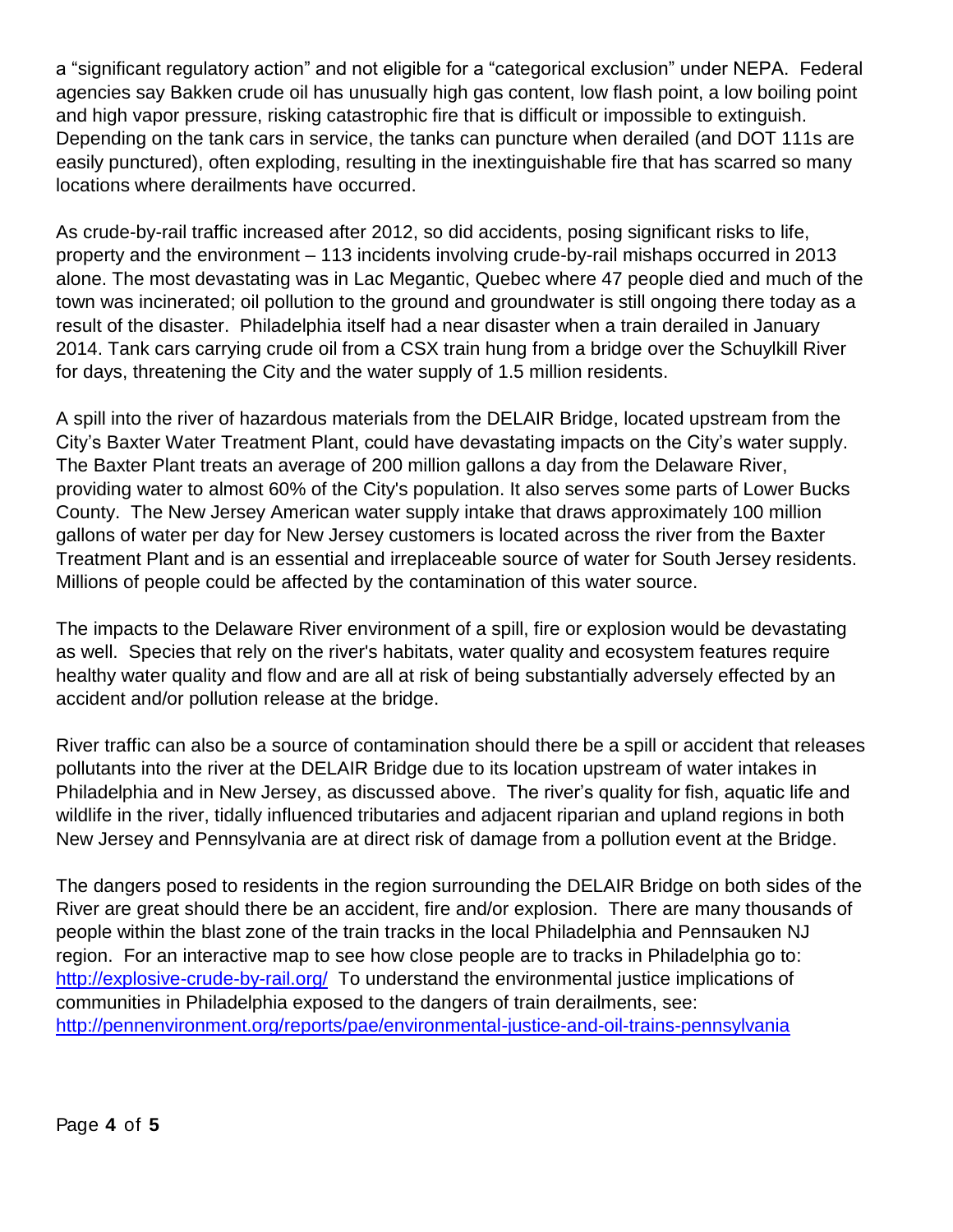a "significant regulatory action" and not eligible for a "categorical exclusion" under NEPA. Federal agencies say Bakken crude oil has unusually high gas content, low flash point, a low boiling point and high vapor pressure, risking catastrophic fire that is difficult or impossible to extinguish. Depending on the tank cars in service, the tanks can puncture when derailed (and DOT 111s are easily punctured), often exploding, resulting in the inextinguishable fire that has scarred so many locations where derailments have occurred.

As crude-by-rail traffic increased after 2012, so did accidents, posing significant risks to life, property and the environment – 113 incidents involving crude-by-rail mishaps occurred in 2013 alone. The most devastating was in Lac Megantic, Quebec where 47 people died and much of the town was incinerated; oil pollution to the ground and groundwater is still ongoing there today as a result of the disaster. Philadelphia itself had a near disaster when a train derailed in January 2014. Tank cars carrying crude oil from a CSX train hung from a bridge over the Schuylkill River for days, threatening the City and the water supply of 1.5 million residents.

A spill into the river of hazardous materials from the DELAIR Bridge, located upstream from the City's Baxter Water Treatment Plant, could have devastating impacts on the City's water supply. The Baxter Plant treats an average of 200 million gallons a day from the Delaware River, providing water to almost 60% of the City's population. It also serves some parts of Lower Bucks County. The New Jersey American water supply intake that draws approximately 100 million gallons of water per day for New Jersey customers is located across the river from the Baxter Treatment Plant and is an essential and irreplaceable source of water for South Jersey residents. Millions of people could be affected by the contamination of this water source.

The impacts to the Delaware River environment of a spill, fire or explosion would be devastating as well. Species that rely on the river's habitats, water quality and ecosystem features require healthy water quality and flow and are all at risk of being substantially adversely effected by an accident and/or pollution release at the bridge.

River traffic can also be a source of contamination should there be a spill or accident that releases pollutants into the river at the DELAIR Bridge due to its location upstream of water intakes in Philadelphia and in New Jersey, as discussed above. The river's quality for fish, aquatic life and wildlife in the river, tidally influenced tributaries and adjacent riparian and upland regions in both New Jersey and Pennsylvania are at direct risk of damage from a pollution event at the Bridge.

The dangers posed to residents in the region surrounding the DELAIR Bridge on both sides of the River are great should there be an accident, fire and/or explosion. There are many thousands of people within the blast zone of the train tracks in the local Philadelphia and Pennsauken NJ region. For an interactive map to see how close people are to tracks in Philadelphia go to: [http://explosive-crude-by-rail.org/](http://explosive-crude-by-rail.org/) To understand the environmental justice implications of communities in Philadelphia exposed to the dangers of train derailments, see: [http://pennenvironment.org/reports/pae/environmental-justice-and-oil-trains-pennsylvania](http://pennenvironment.org/reports/pae/environmental-justice-and-oil-trains-pennsylvania)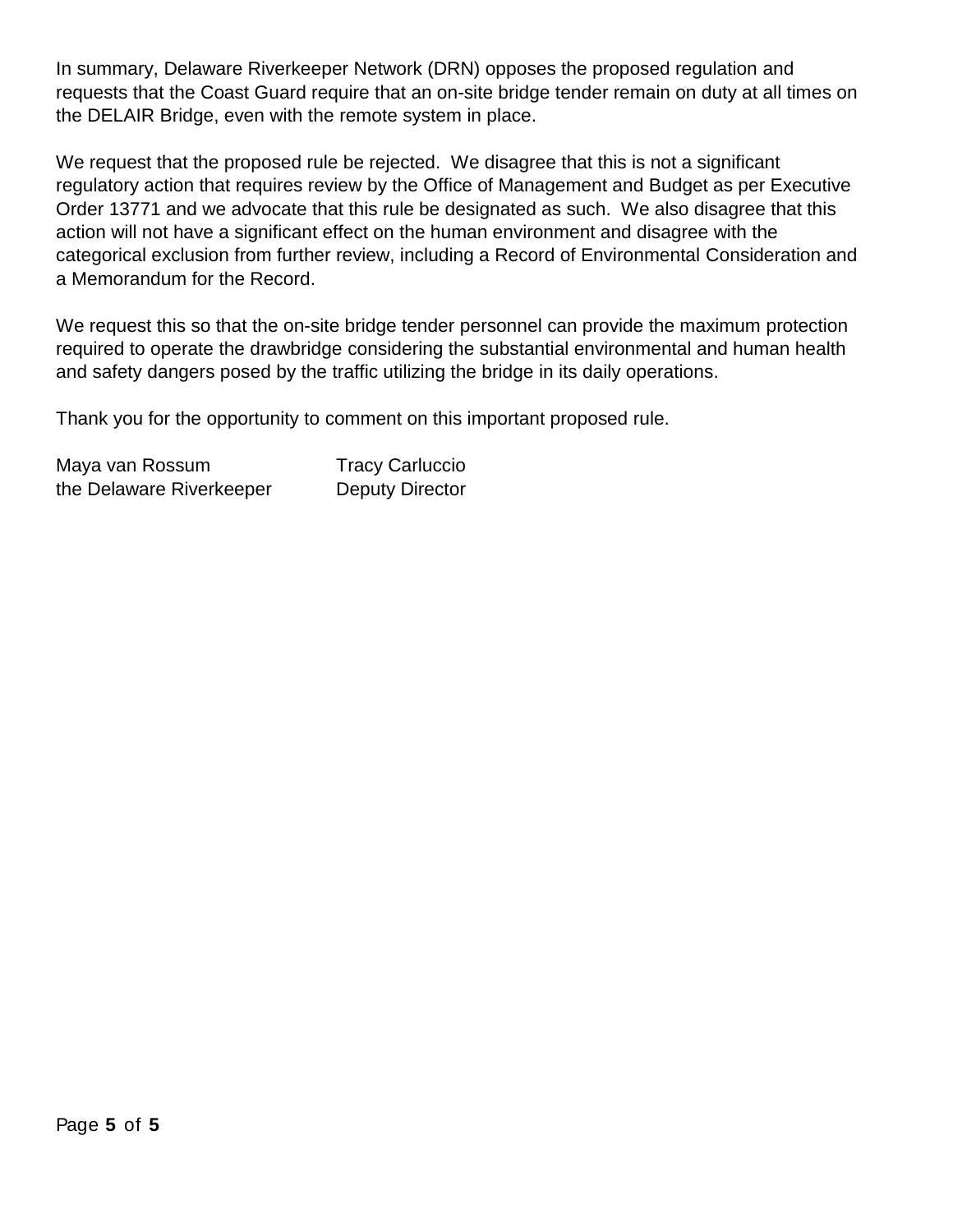In summary, Delaware Riverkeeper Network (DRN) opposes the proposed regulation and requests that the Coast Guard require that an on-site bridge tender remain on duty at all times on the DELAIR Bridge, even with the remote system in place.

We request that the proposed rule be rejected. We disagree that this is not a significant regulatory action that requires review by the Office of Management and Budget as per Executive Order 13771 and we advocate that this rule be designated as such. We also disagree that this action will not have a significant effect on the human environment and disagree with the categorical exclusion from further review, including a Record of Environmental Consideration and a Memorandum for the Record.

We request this so that the on-site bridge tender personnel can provide the maximum protection required to operate the drawbridge considering the substantial environmental and human health and safety dangers posed by the traffic utilizing the bridge in its daily operations.

Thank you for the opportunity to comment on this important proposed rule.

| | |
|---|---|
| Maya van Rossum | Tracy Carluccio |
| the Delaware Riverkeeper | Deputy Director |